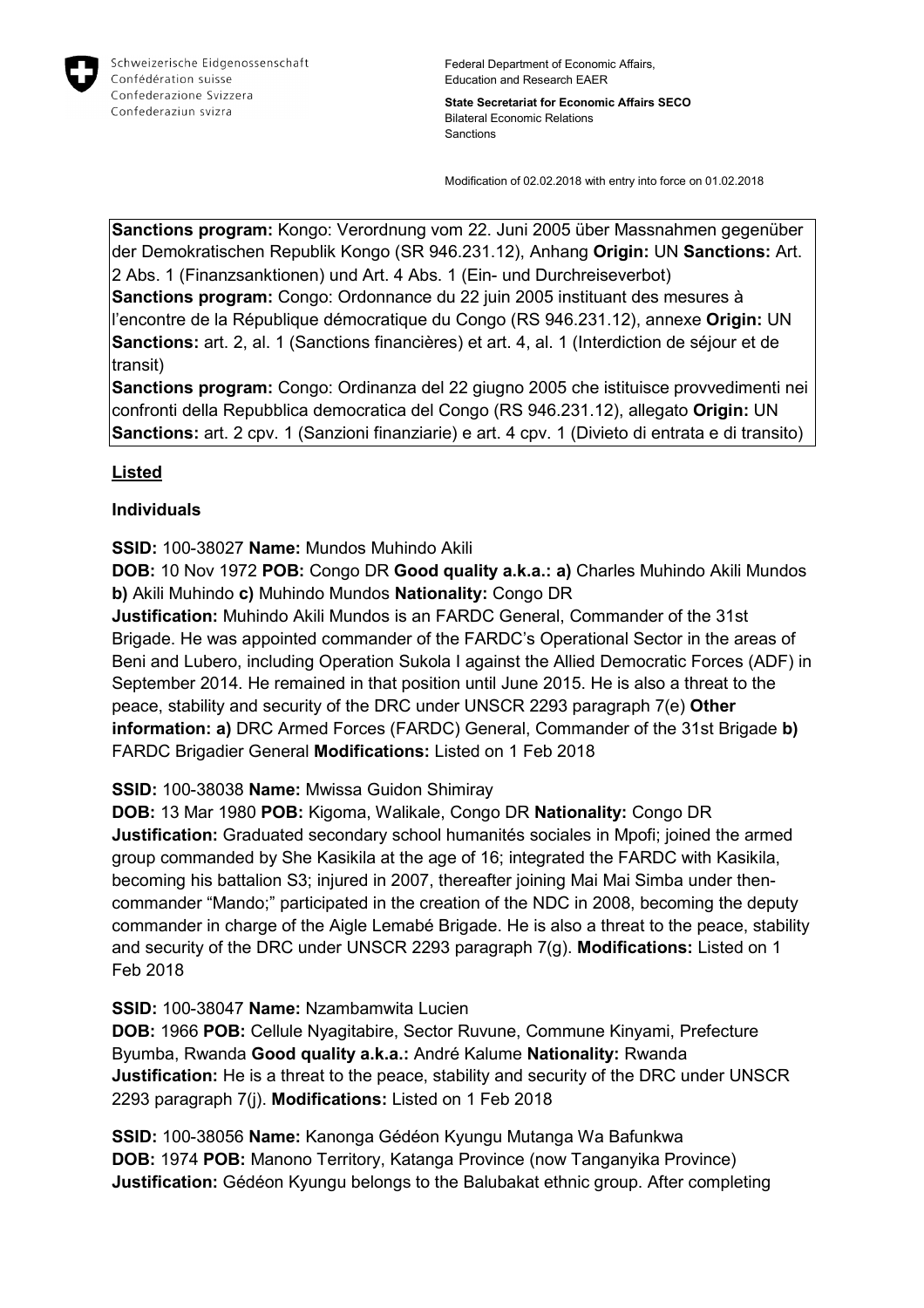Schweizerische Eidgenossenschaft
Confédération suisse
Confederazione Svizzera
Confederaziun svizra

Federal Department of Economic Affairs, Education and Research EAER

**State Secretariat for Economic Affairs SECO**
Bilateral Economic Relations
Sanctions

Modification of 02.02.2018 with entry into force on 01.02.2018

**Sanctions program:** Kongo: Verordnung vom 22. Juni 2005 über Massnahmen gegenüber der Demokratischen Republik Kongo (SR 946.231.12), Anhang **Origin:** UN **Sanctions:** Art. 2 Abs. 1 (Finanzsanktionen) und Art. 4 Abs. 1 (Ein- und Durchreiseverbot)
**Sanctions program:** Congo: Ordonnance du 22 juin 2005 instituant des mesures à l'encontre de la République démocratique du Congo (RS 946.231.12), annexe **Origin:** UN **Sanctions:** art. 2, al. 1 (Sanctions financières) et art. 4, al. 1 (Interdiction de séjour et de transit)
**Sanctions program:** Congo: Ordinanza del 22 giugno 2005 che istituisce provvedimenti nei confronti della Repubblica democratica del Congo (RS 946.231.12), allegato **Origin:** UN **Sanctions:** art. 2 cpv. 1 (Sanzioni finanziarie) e art. 4 cpv. 1 (Divieto di entrata e di transito)

## Listed

### Individuals

**SSID:** 100-38027 **Name:** Mundos Muhindo Akili
**DOB:** 10 Nov 1972 **POB:** Congo DR **Good quality a.k.a.: a)** Charles Muhindo Akili Mundos **b)** Akili Muhindo **c)** Muhindo Mundos **Nationality:** Congo DR
**Justification:** Muhindo Akili Mundos is an FARDC General, Commander of the 31st Brigade. He was appointed commander of the FARDC's Operational Sector in the areas of Beni and Lubero, including Operation Sukola I against the Allied Democratic Forces (ADF) in September 2014. He remained in that position until June 2015. He is also a threat to the peace, stability and security of the DRC under UNSCR 2293 paragraph 7(e) **Other information: a)** DRC Armed Forces (FARDC) General, Commander of the 31st Brigade **b)** FARDC Brigadier General **Modifications:** Listed on 1 Feb 2018

**SSID:** 100-38038 **Name:** Mwissa Guidon Shimiray
**DOB:** 13 Mar 1980 **POB:** Kigoma, Walikale, Congo DR **Nationality:** Congo DR
**Justification:** Graduated secondary school humanités sociales in Mpofi; joined the armed group commanded by She Kasikila at the age of 16; integrated the FARDC with Kasikila, becoming his battalion S3; injured in 2007, thereafter joining Mai Mai Simba under then-commander "Mando;" participated in the creation of the NDC in 2008, becoming the deputy commander in charge of the Aigle Lemabé Brigade. He is also a threat to the peace, stability and security of the DRC under UNSCR 2293 paragraph 7(g). **Modifications:** Listed on 1 Feb 2018

**SSID:** 100-38047 **Name:** Nzambamwita Lucien
**DOB:** 1966 **POB:** Cellule Nyagitabire, Sector Ruvune, Commune Kinyami, Prefecture Byumba, Rwanda **Good quality a.k.a.:** André Kalume **Nationality:** Rwanda
**Justification:** He is a threat to the peace, stability and security of the DRC under UNSCR 2293 paragraph 7(j). **Modifications:** Listed on 1 Feb 2018

**SSID:** 100-38056 **Name:** Kanonga Gédéon Kyungu Mutanga Wa Bafunkwa
**DOB:** 1974 **POB:** Manono Territory, Katanga Province (now Tanganyika Province)
**Justification:** Gédéon Kyungu belongs to the Balubakat ethnic group. After completing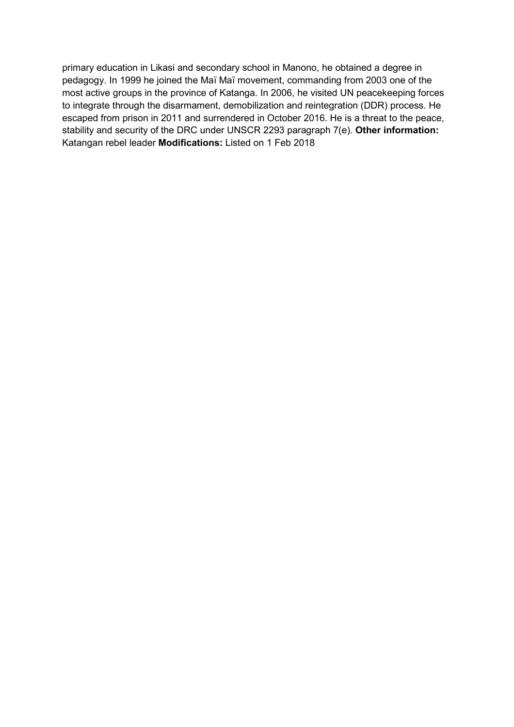primary education in Likasi and secondary school in Manono, he obtained a degree in pedagogy. In 1999 he joined the Maï Maï movement, commanding from 2003 one of the most active groups in the province of Katanga. In 2006, he visited UN peacekeeping forces to integrate through the disarmament, demobilization and reintegration (DDR) process. He escaped from prison in 2011 and surrendered in October 2016. He is a threat to the peace, stability and security of the DRC under UNSCR 2293 paragraph 7(e). **Other information:** Katangan rebel leader **Modifications:** Listed on 1 Feb 2018